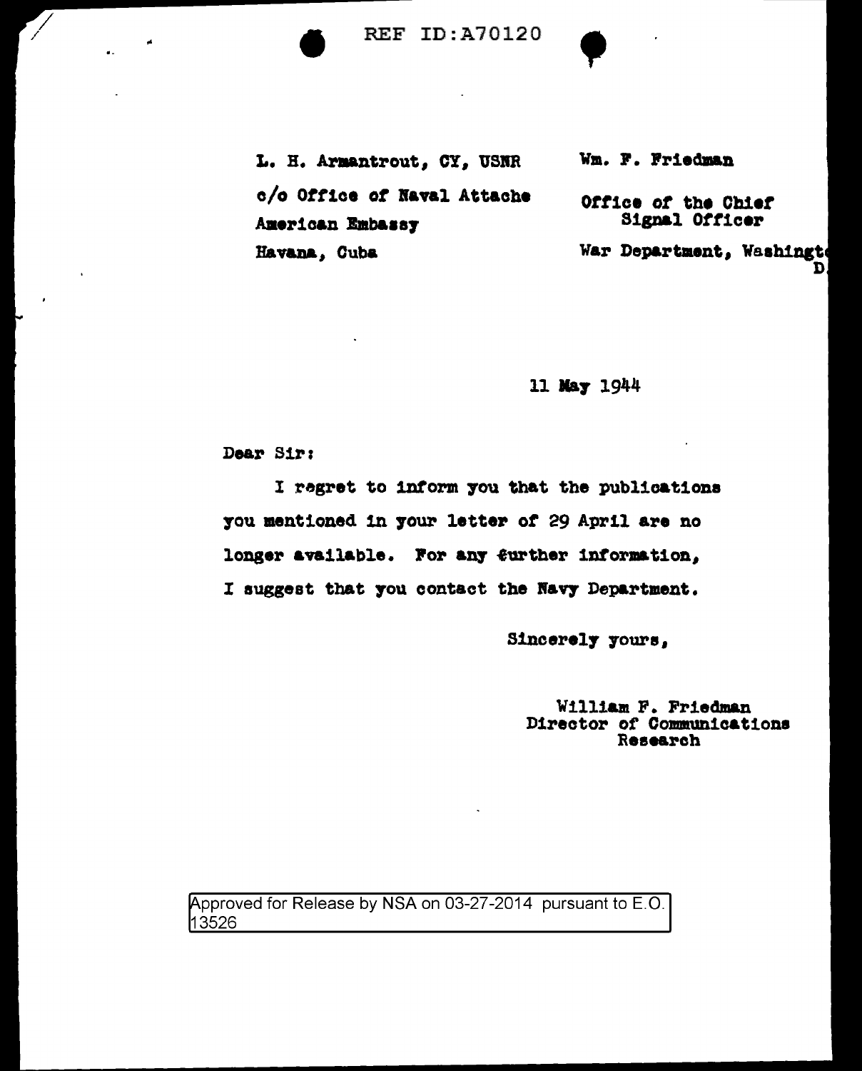REF ID:A70120

L. H. Armantrout, CY, USNR
c/o Office of Naval Attache
American Embassy
Havana, Cuba

Wm. F. Friedman
Office of the Chief
Signal Officer
War Department, Washington
D.

11 May 1944

Dear Sir:

I regret to inform you that the publications you mentioned in your letter of 29 April are no longer available. For any further information, I suggest that you contact the Navy Department.

Sincerely yours,

William F. Friedman
Director of Communications
Research

Approved for Release by NSA on 03-27-2014 pursuant to E.O. 13526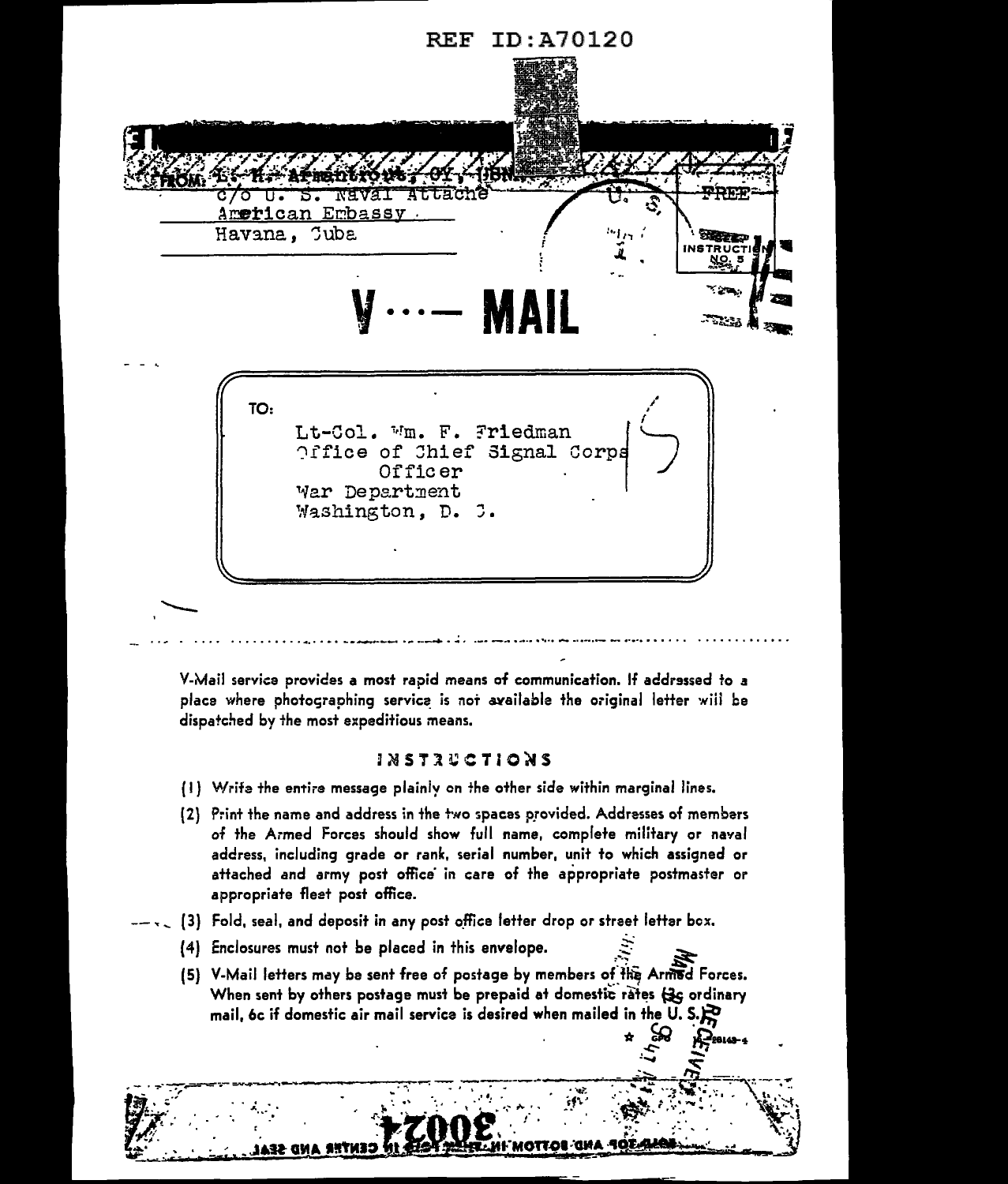REF ID:A70120

FROM: Lt. H. Armentrout, CY, USN.
c/o U. S. Naval Attache
American Embassy
Havana, Cuba

U. S. FREE

INSTRUCTION NO. 5

# V ···— MAIL

TO:

Lt-Col. Wm. F. Friedman
Office of Chief Signal Corps
Officer
War Department
Washington, D. C.

V-Mail service provides a most rapid means of communication. If addressed to a place where photographing service is not available the original letter will be dispatched by the most expeditious means.

## INSTRUCTIONS

(1) Write the entire message plainly on the other side within marginal lines.

(2) Print the name and address in the two spaces provided. Addresses of members of the Armed Forces should show full name, complete military or naval address, including grade or rank, serial number, unit to which assigned or attached and army post office in care of the appropriate postmaster or appropriate fleet post office.

(3) Fold, seal, and deposit in any post office letter drop or street letter box.

(4) Enclosures must not be placed in this envelope.

(5) V-Mail letters may be sent free of postage by members of the Armed Forces. When sent by others postage must be prepaid at domestic rates (3c ordinary mail, 6c if domestic air mail service is desired when mailed in the U. S.)

MAIL RECEIVED

30024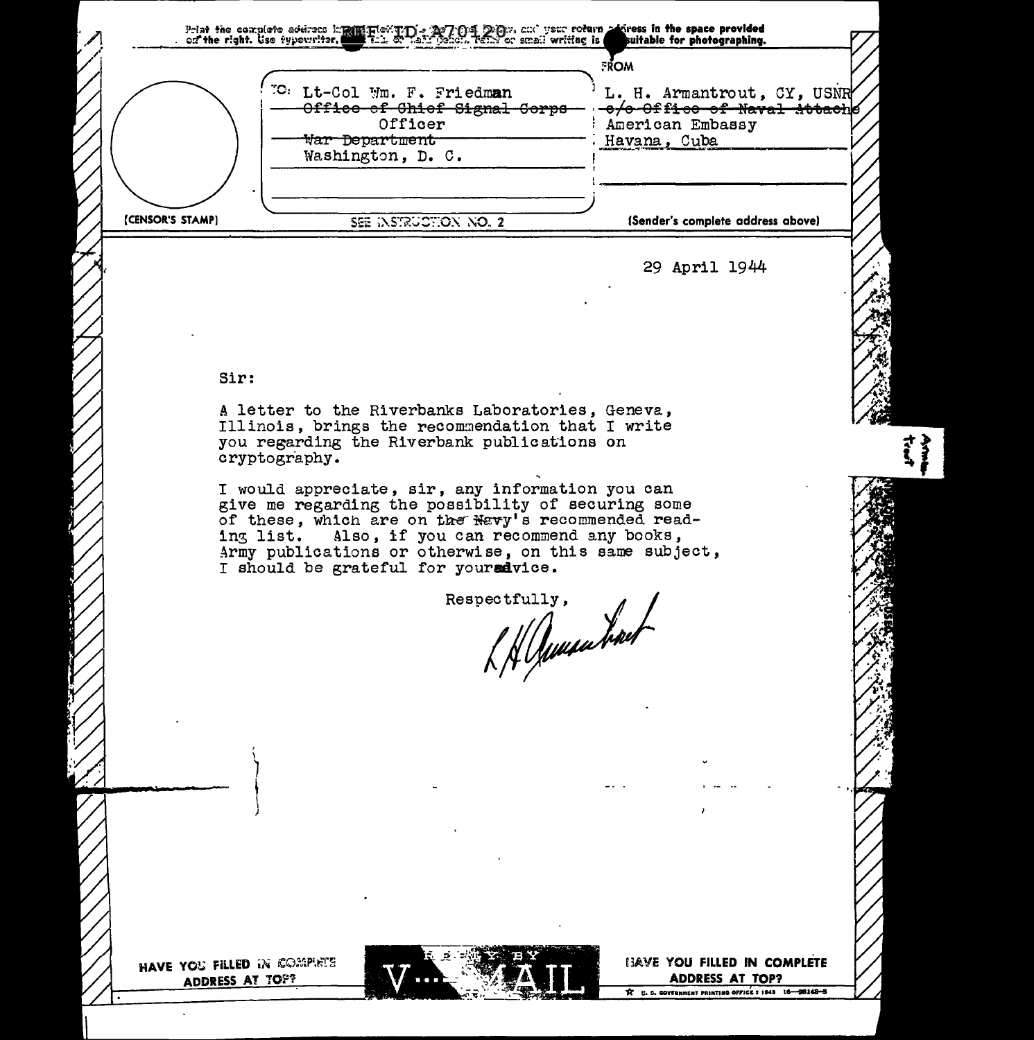Print the complete address in plain letters in the panel below, and your return address in the space provided on the right. Use typewriter, dark ink, or dark pencil. Faint or small writing is not suitable for photographing.

REF ID:A70420

TO: Lt-Col Wm. F. Friedman
~~Office of Chief Signal Corps~~
Officer
~~War Department~~
Washington, D. C.

FROM
L. H. Armantrout, CY, USNR
~~c/o Office of Naval Attache~~
American Embassy
Havana, Cuba

(CENSOR'S STAMP)

SEE INSTRUCTION NO. 2

(Sender's complete address above)

29 April 1944

Sir:

A letter to the Riverbanks Laboratories, Geneva, Illinois, brings the recommendation that I write you regarding the Riverbank publications on cryptography.

I would appreciate, sir, any information you can give me regarding the possibility of securing some of these, which are on the Navy's recommended reading list. Also, if you can recommend any books, Army publications or otherwise, on this same subject, I should be grateful for your advice.

Respectfully,

L H Armantrout

Armantrout

HAVE YOU FILLED IN COMPLETE ADDRESS AT TOP?

REPLY BY V...-MAIL

HAVE YOU FILLED IN COMPLETE ADDRESS AT TOP?

U. S. GOVERNMENT PRINTING OFFICE : 1943 16—35142-5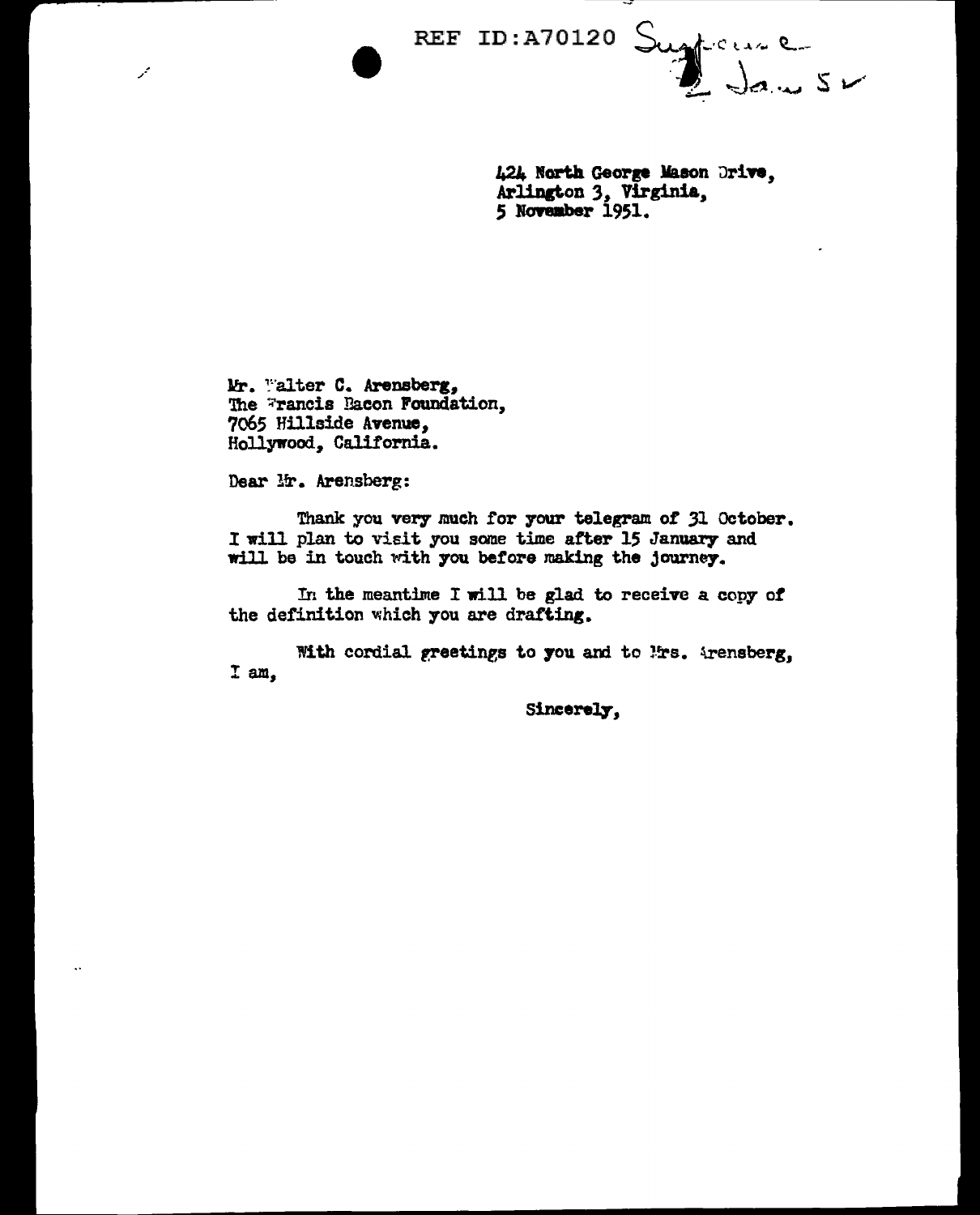REF ID:A70120 Suspense 15 Jan 5?

424 North George Mason Drive,
Arlington 3, Virginia,
5 November 1951.

Mr. Walter C. Arensberg,
The Francis Bacon Foundation,
7065 Hillside Avenue,
Hollywood, California.

Dear Mr. Arensberg:

Thank you very much for your telegram of 31 October. I will plan to visit you some time after 15 January and will be in touch with you before making the journey.

In the meantime I will be glad to receive a copy of the definition which you are drafting.

With cordial greetings to you and to Mrs. Arensberg, I am,

Sincerely,